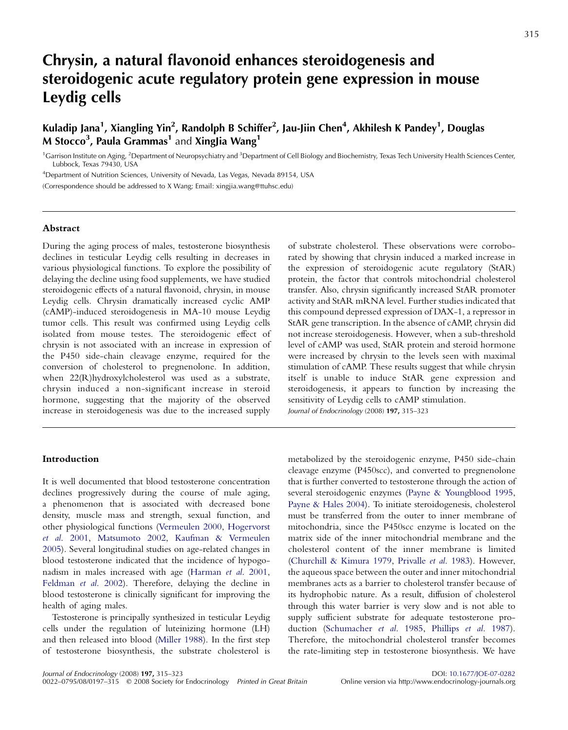# Chrysin, a natural flavonoid enhances steroidogenesis and steroidogenic acute regulatory protein gene expression in mouse Leydig cells

**Kuladip Jana[1], Xiangling Yin[2], Randolph B Schiffer[2], Jau-Jiin Chen[4], Akhilesh K Pandey[1], Douglas M Stocco[3], Paula Grammas[1] and XingJia Wang[1]**

[1]Garrison Institute on Aging, [2]Department of Neuropsychiatry and [3]Department of Cell Biology and Biochemistry, Texas Tech University Health Sciences Center, Lubbock, Texas 79430, USA

[4]Department of Nutrition Sciences, University of Nevada, Las Vegas, Nevada 89154, USA

(Correspondence should be addressed to X Wang; Email: xingjia.wang@ttuhsc.edu)

## Abstract

During the aging process of males, testosterone biosynthesis declines in testicular Leydig cells resulting in decreases in various physiological functions. To explore the possibility of delaying the decline using food supplements, we have studied steroidogenic effects of a natural flavonoid, chrysin, in mouse Leydig cells. Chrysin dramatically increased cyclic AMP (cAMP)-induced steroidogenesis in MA-10 mouse Leydig tumor cells. This result was confirmed using Leydig cells isolated from mouse testes. The steroidogenic effect of chrysin is not associated with an increase in expression of the P450 side-chain cleavage enzyme, required for the conversion of cholesterol to pregnenolone. In addition, when 22(R)hydroxylcholesterol was used as a substrate, chrysin induced a non-significant increase in steroid hormone, suggesting that the majority of the observed increase in steroidogenesis was due to the increased supply of substrate cholesterol. These observations were corroborated by showing that chrysin induced a marked increase in the expression of steroidogenic acute regulatory (StAR) protein, the factor that controls mitochondrial cholesterol transfer. Also, chrysin significantly increased StAR promoter activity and StAR mRNA level. Further studies indicated that this compound depressed expression of DAX-1, a repressor in StAR gene transcription. In the absence of cAMP, chrysin did not increase steroidogenesis. However, when a sub-threshold level of cAMP was used, StAR protein and steroid hormone were increased by chrysin to the levels seen with maximal stimulation of cAMP. These results suggest that while chrysin itself is unable to induce StAR gene expression and steroidogenesis, it appears to function by increasing the sensitivity of Leydig cells to cAMP stimulation.

*Journal of Endocrinology* (2008) **197**, 315–323

## Introduction

It is well documented that blood testosterone concentration declines progressively during the course of male aging, a phenomenon that is associated with decreased bone density, muscle mass and strength, sexual function, and other physiological functions (Vermeulen 2000, Hogervorst *et al*. 2001, Matsumoto 2002, Kaufman & Vermeulen 2005). Several longitudinal studies on age-related changes in blood testosterone indicated that the incidence of hypogonadism in males increased with age (Harman *et al*. 2001, Feldman *et al*. 2002). Therefore, delaying the decline in blood testosterone is clinically significant for improving the health of aging males.

Testosterone is principally synthesized in testicular Leydig cells under the regulation of luteinizing hormone (LH) and then released into blood (Miller 1988). In the first step of testosterone biosynthesis, the substrate cholesterol is metabolized by the steroidogenic enzyme, P450 side-chain cleavage enzyme (P450scc), and converted to pregnenolone that is further converted to testosterone through the action of several steroidogenic enzymes (Payne & Youngblood 1995, Payne & Hales 2004). To initiate steroidogenesis, cholesterol must be transferred from the outer to inner membrane of mitochondria, since the P450scc enzyme is located on the matrix side of the inner mitochondrial membrane and the cholesterol content of the inner membrane is limited (Churchill & Kimura 1979, Privalle *et al*. 1983). However, the aqueous space between the outer and inner mitochondrial membranes acts as a barrier to cholesterol transfer because of its hydrophobic nature. As a result, diffusion of cholesterol through this water barrier is very slow and is not able to supply sufficient substrate for adequate testosterone production (Schumacher *et al*. 1985, Phillips *et al*. 1987). Therefore, the mitochondrial cholesterol transfer becomes the rate-limiting step in testosterone biosynthesis. We have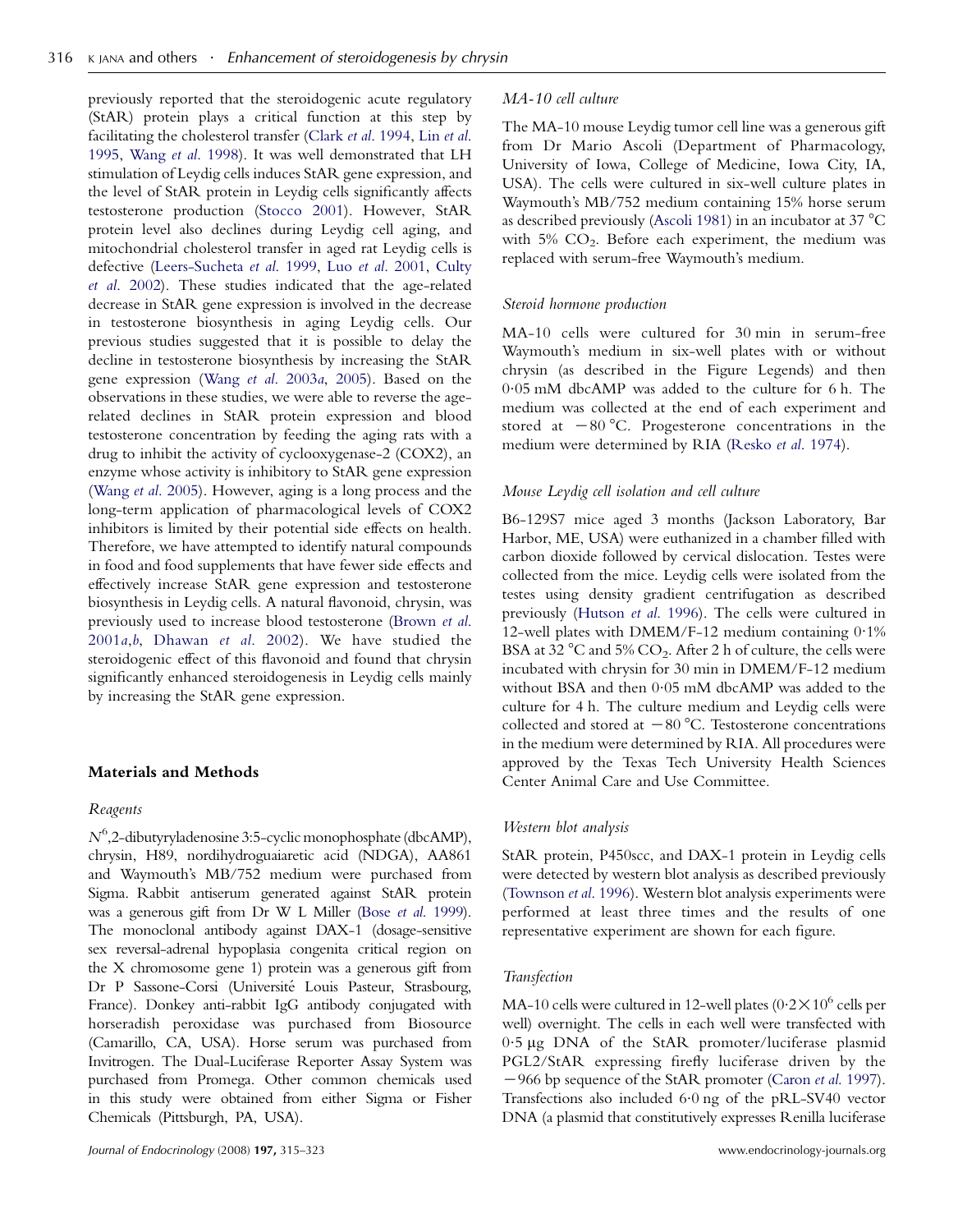previously reported that the steroidogenic acute regulatory (StAR) protein plays a critical function at this step by facilitating the cholesterol transfer (Clark *et al.* 1994, Lin *et al.* 1995, Wang *et al.* 1998). It was well demonstrated that LH stimulation of Leydig cells induces StAR gene expression, and the level of StAR protein in Leydig cells significantly affects testosterone production (Stocco 2001). However, StAR protein level also declines during Leydig cell aging, and mitochondrial cholesterol transfer in aged rat Leydig cells is defective (Leers-Sucheta *et al.* 1999, Luo *et al.* 2001, Culty *et al.* 2002). These studies indicated that the age-related decrease in StAR gene expression is involved in the decrease in testosterone biosynthesis in aging Leydig cells. Our previous studies suggested that it is possible to delay the decline in testosterone biosynthesis by increasing the StAR gene expression (Wang *et al.* 2003*a*, 2005). Based on the observations in these studies, we were able to reverse the age-related declines in StAR protein expression and blood testosterone concentration by feeding the aging rats with a drug to inhibit the activity of cyclooxygenase-2 (COX2), an enzyme whose activity is inhibitory to StAR gene expression (Wang *et al.* 2005). However, aging is a long process and the long-term application of pharmacological levels of COX2 inhibitors is limited by their potential side effects on health. Therefore, we have attempted to identify natural compounds in food and food supplements that have fewer side effects and effectively increase StAR gene expression and testosterone biosynthesis in Leydig cells. A natural flavonoid, chrysin, was previously used to increase blood testosterone (Brown *et al.* 2001*a*,*b*, Dhawan *et al.* 2002). We have studied the steroidogenic effect of this flavonoid and found that chrysin significantly enhanced steroidogenesis in Leydig cells mainly by increasing the StAR gene expression.

## Materials and Methods

### Reagents

$N^6$,2-dibutyryladenosine 3:5-cyclic monophosphate (dbcAMP), chrysin, H89, nordihydroguaiaretic acid (NDGA), AA861 and Waymouth's MB/752 medium were purchased from Sigma. Rabbit antiserum generated against StAR protein was a generous gift from Dr W L Miller (Bose *et al.* 1999). The monoclonal antibody against DAX-1 (dosage-sensitive sex reversal-adrenal hypoplasia congenita critical region on the X chromosome gene 1) protein was a generous gift from Dr P Sassone-Corsi (Université Louis Pasteur, Strasbourg, France). Donkey anti-rabbit IgG antibody conjugated with horseradish peroxidase was purchased from Biosource (Camarillo, CA, USA). Horse serum was purchased from Invitrogen. The Dual-Luciferase Reporter Assay System was purchased from Promega. Other common chemicals used in this study were obtained from either Sigma or Fisher Chemicals (Pittsburgh, PA, USA).

### MA-10 cell culture

The MA-10 mouse Leydig tumor cell line was a generous gift from Dr Mario Ascoli (Department of Pharmacology, University of Iowa, College of Medicine, Iowa City, IA, USA). The cells were cultured in six-well culture plates in Waymouth's MB/752 medium containing 15% horse serum as described previously (Ascoli 1981) in an incubator at 37 °C with 5% $CO_2$. Before each experiment, the medium was replaced with serum-free Waymouth's medium.

### Steroid hormone production

MA-10 cells were cultured for 30 min in serum-free Waymouth's medium in six-well plates with or without chrysin (as described in the Figure Legends) and then 0·05 mM dbcAMP was added to the culture for 6 h. The medium was collected at the end of each experiment and stored at −80 °C. Progesterone concentrations in the medium were determined by RIA (Resko *et al.* 1974).

### Mouse Leydig cell isolation and cell culture

B6-129S7 mice aged 3 months (Jackson Laboratory, Bar Harbor, ME, USA) were euthanized in a chamber filled with carbon dioxide followed by cervical dislocation. Testes were collected from the mice. Leydig cells were isolated from the testes using density gradient centrifugation as described previously (Hutson *et al.* 1996). The cells were cultured in 12-well plates with DMEM/F-12 medium containing 0·1% BSA at 32 °C and 5% $CO_2$. After 2 h of culture, the cells were incubated with chrysin for 30 min in DMEM/F-12 medium without BSA and then 0·05 mM dbcAMP was added to the culture for 4 h. The culture medium and Leydig cells were collected and stored at −80 °C. Testosterone concentrations in the medium were determined by RIA. All procedures were approved by the Texas Tech University Health Sciences Center Animal Care and Use Committee.

### Western blot analysis

StAR protein, P450scc, and DAX-1 protein in Leydig cells were detected by western blot analysis as described previously (Townson *et al.* 1996). Western blot analysis experiments were performed at least three times and the results of one representative experiment are shown for each figure.

### Transfection

MA-10 cells were cultured in 12-well plates ($0·2\times10^6$ cells per well) overnight. The cells in each well were transfected with 0·5 μg DNA of the StAR promoter/luciferase plasmid PGL2/StAR expressing firefly luciferase driven by the −966 bp sequence of the StAR promoter (Caron *et al.* 1997). Transfections also included 6·0 ng of the pRL-SV40 vector DNA (a plasmid that constitutively expresses Renilla luciferase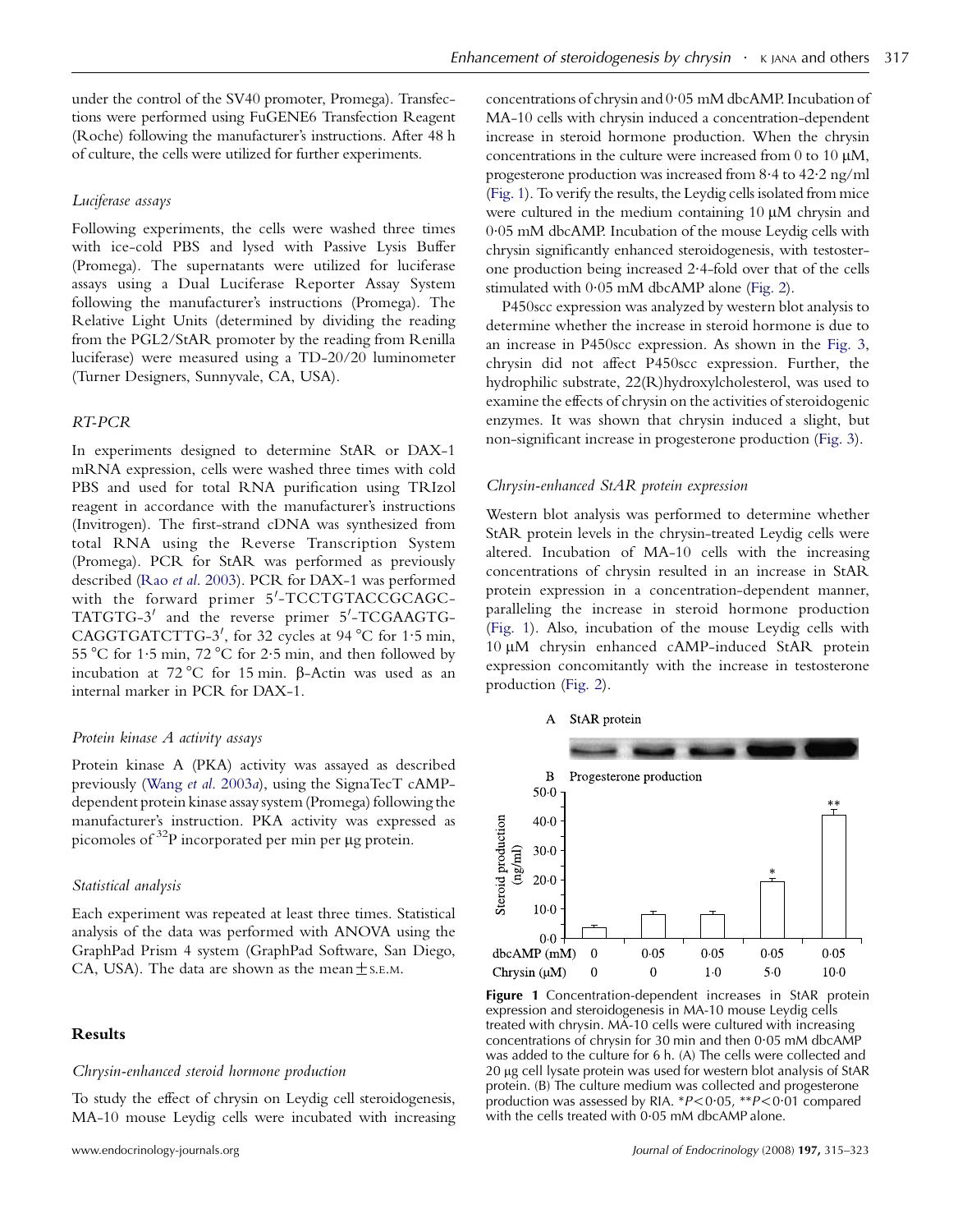under the control of the SV40 promoter, Promega). Transfections were performed using FuGENE6 Transfection Reagent (Roche) following the manufacturer's instructions. After 48 h of culture, the cells were utilized for further experiments.

### *Luciferase assays*

Following experiments, the cells were washed three times with ice-cold PBS and lysed with Passive Lysis Buffer (Promega). The supernatants were utilized for luciferase assays using a Dual Luciferase Reporter Assay System following the manufacturer's instructions (Promega). The Relative Light Units (determined by dividing the reading from the PGL2/StAR promoter by the reading from Renilla luciferase) were measured using a TD-20/20 luminometer (Turner Designers, Sunnyvale, CA, USA).

### *RT-PCR*

In experiments designed to determine StAR or DAX-1 mRNA expression, cells were washed three times with cold PBS and used for total RNA purification using TRIzol reagent in accordance with the manufacturer's instructions (Invitrogen). The first-strand cDNA was synthesized from total RNA using the Reverse Transcription System (Promega). PCR for StAR was performed as previously described (Rao *et al*. 2003). PCR for DAX-1 was performed with the forward primer 5′-TCCTGTACCGCAGC-TATGTG-3′ and the reverse primer 5′-TCGAAGTG-CAGGTGATCTTG-3′, for 32 cycles at 94 °C for 1·5 min, 55 °C for 1·5 min, 72 °C for 2·5 min, and then followed by incubation at 72 °C for 15 min. β-Actin was used as an internal marker in PCR for DAX-1.

### *Protein kinase A activity assays*

Protein kinase A (PKA) activity was assayed as described previously (Wang *et al*. 2003*a*), using the SignaTecT cAMP-dependent protein kinase assay system (Promega) following the manufacturer's instruction. PKA activity was expressed as picomoles of $^{32}P$ incorporated per min per μg protein.

### *Statistical analysis*

Each experiment was repeated at least three times. Statistical analysis of the data was performed with ANOVA using the GraphPad Prism 4 system (GraphPad Software, San Diego, CA, USA). The data are shown as the mean ± S.E.M.

## Results

### *Chrysin-enhanced steroid hormone production*

To study the effect of chrysin on Leydig cell steroidogenesis, MA-10 mouse Leydig cells were incubated with increasing concentrations of chrysin and 0·05 mM dbcAMP. Incubation of MA-10 cells with chrysin induced a concentration-dependent increase in steroid hormone production. When the chrysin concentrations in the culture were increased from 0 to 10 μM, progesterone production was increased from 8·4 to 42·2 ng/ml (Fig. 1). To verify the results, the Leydig cells isolated from mice were cultured in the medium containing 10 μM chrysin and 0·05 mM dbcAMP. Incubation of the mouse Leydig cells with chrysin significantly enhanced steroidogenesis, with testosterone production being increased 2·4-fold over that of the cells stimulated with 0·05 mM dbcAMP alone (Fig. 2).

P450scc expression was analyzed by western blot analysis to determine whether the increase in steroid hormone is due to an increase in P450scc expression. As shown in the Fig. 3, chrysin did not affect P450scc expression. Further, the hydrophilic substrate, 22(R)hydroxylcholesterol, was used to examine the effects of chrysin on the activities of steroidogenic enzymes. It was shown that chrysin induced a slight, but non-significant increase in progesterone production (Fig. 3).

### *Chrysin-enhanced StAR protein expression*

Western blot analysis was performed to determine whether StAR protein levels in the chrysin-treated Leydig cells were altered. Incubation of MA-10 cells with the increasing concentrations of chrysin resulted in an increase in StAR protein expression in a concentration-dependent manner, paralleling the increase in steroid hormone production (Fig. 1). Also, incubation of the mouse Leydig cells with 10 μM chrysin enhanced cAMP-induced StAR protein expression concomitantly with the increase in testosterone production (Fig. 2).

**Figure 1** Concentration-dependent increases in StAR protein expression and steroidogenesis in MA-10 mouse Leydig cells treated with chrysin. MA-10 cells were cultured with increasing concentrations of chrysin for 30 min and then 0·05 mM dbcAMP was added to the culture for 6 h. (A) The cells were collected and 20 μg cell lysate protein was used for western blot analysis of StAR protein. (B) The culture medium was collected and progesterone production was assessed by RIA. $*P<0·05$, $**P<0·01$ compared with the cells treated with 0·05 mM dbcAMP alone.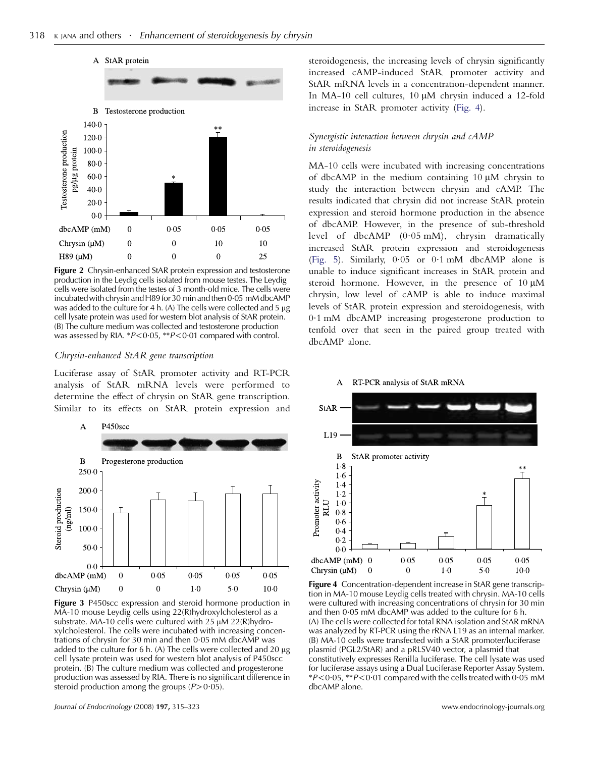**Figure 2** Chrysin-enhanced StAR protein expression and testosterone production in the Leydig cells isolated from mouse testes. The Leydig cells were isolated from the testes of 3 month-old mice. The cells were incubated with chrysin and H89 for 30 min and then 0·05 mM dbcAMP was added to the culture for 4 h. (A) The cells were collected and 5 μg cell lysate protein was used for western blot analysis of StAR protein. (B) The culture medium was collected and testosterone production was assessed by RIA. $*P<0·05$, $**P<0·01$ compared with control.

### *Chrysin-enhanced StAR gene transcription*

Luciferase assay of StAR promoter activity and RT-PCR analysis of StAR mRNA levels were performed to determine the effect of chrysin on StAR gene transcription. Similar to its effects on StAR protein expression and steroidogenesis, the increasing levels of chrysin significantly increased cAMP-induced StAR promoter activity and StAR mRNA levels in a concentration-dependent manner. In MA-10 cell cultures, 10 μM chrysin induced a 12-fold increase in StAR promoter activity (Fig. 4).

**Figure 3** P450scc expression and steroid hormone production in MA-10 mouse Leydig cells using 22(R)hydroxylcholesterol as a substrate. MA-10 cells were cultured with 25 μM 22(R)hydroxylcholesterol. The cells were incubated with increasing concentrations of chrysin for 30 min and then 0·05 mM dbcAMP was added to the culture for 6 h. (A) The cells were collected and 20 μg cell lysate protein was used for western blot analysis of P450scc protein. (B) The culture medium was collected and progesterone production was assessed by RIA. There is no significant difference in steroid production among the groups ($P>0·05$).

### *Synergistic interaction between chrysin and cAMP in steroidogenesis*

MA-10 cells were incubated with increasing concentrations of dbcAMP in the medium containing 10 μM chrysin to study the interaction between chrysin and cAMP. The results indicated that chrysin did not increase StAR protein expression and steroid hormone production in the absence of dbcAMP. However, in the presence of sub-threshold level of dbcAMP (0·05 mM), chrysin dramatically increased StAR protein expression and steroidogenesis (Fig. 5). Similarly, 0·05 or 0·1 mM dbcAMP alone is unable to induce significant increases in StAR protein and steroid hormone. However, in the presence of 10 μM chrysin, low level of cAMP is able to induce maximal levels of StAR protein expression and steroidogenesis, with 0·1 mM dbcAMP increasing progesterone production to tenfold over that seen in the paired group treated with dbcAMP alone.

**Figure 4** Concentration-dependent increase in StAR gene transcription in MA-10 mouse Leydig cells treated with chrysin. MA-10 cells were cultured with increasing concentrations of chrysin for 30 min and then 0·05 mM dbcAMP was added to the culture for 6 h. (A) The cells were collected for total RNA isolation and StAR mRNA was analyzed by RT-PCR using the rRNA L19 as an internal marker. (B) MA-10 cells were transfected with a StAR promoter/luciferase plasmid (PGL2/StAR) and a pRLSV40 vector, a plasmid that constitutively expresses Renilla luciferase. The cell lysate was used for luciferase assays using a Dual Luciferase Reporter Assay System. $*P<0·05$, $**P<0·01$ compared with the cells treated with 0·05 mM dbcAMP alone.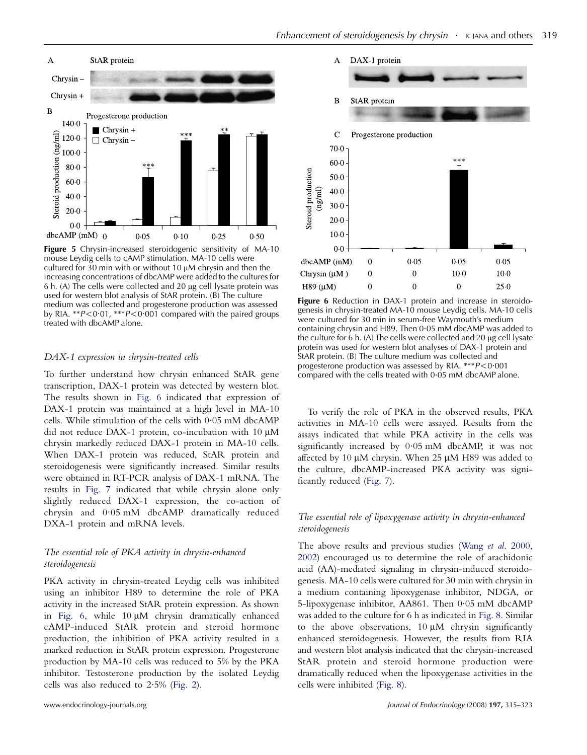Figure 5 Chrysin-increased steroidogenic sensitivity of MA-10 mouse Leydig cells to cAMP stimulation. MA-10 cells were cultured for 30 min with or without 10 μM chrysin and then the increasing concentrations of dbcAMP were added to the cultures for 6 h. (A) The cells were collected and 20 μg cell lysate protein was used for western blot analysis of StAR protein. (B) The culture medium was collected and progesterone production was assessed by RIA. $^{**}P<0{\cdot}01$, $^{***}P<0{\cdot}001$ compared with the paired groups treated with dbcAMP alone.

### *DAX-1 expression in chrysin-treated cells*

To further understand how chrysin enhanced StAR gene transcription, DAX-1 protein was detected by western blot. The results shown in Fig. 6 indicated that expression of DAX-1 protein was maintained at a high level in MA-10 cells. While stimulation of the cells with 0·05 mM dbcAMP did not reduce DAX-1 protein, co-incubation with 10 μM chrysin markedly reduced DAX-1 protein in MA-10 cells. When DAX-1 protein was reduced, StAR protein and steroidogenesis were significantly increased. Similar results were obtained in RT-PCR analysis of DAX-1 mRNA. The results in Fig. 7 indicated that while chrysin alone only slightly reduced DAX-1 expression, the co-action of chrysin and 0·05 mM dbcAMP dramatically reduced DXA-1 protein and mRNA levels.

### *The essential role of PKA activity in chrysin-enhanced steroidogenesis*

PKA activity in chrysin-treated Leydig cells was inhibited using an inhibitor H89 to determine the role of PKA activity in the increased StAR protein expression. As shown in Fig. 6, while 10 μM chrysin dramatically enhanced cAMP-induced StAR protein and steroid hormone production, the inhibition of PKA activity resulted in a marked reduction in StAR protein expression. Progesterone production by MA-10 cells was reduced to 5% by the PKA inhibitor. Testosterone production by the isolated Leydig cells was also reduced to 2·5% (Fig. 2).

Figure 6 Reduction in DAX-1 protein and increase in steroidogenesis in chrysin-treated MA-10 mouse Leydig cells. MA-10 cells were cultured for 30 min in serum-free Waymouth's medium containing chrysin and H89. Then 0·05 mM dbcAMP was added to the culture for 6 h. (A) The cells were collected and 20 μg cell lysate protein was used for western blot analyses of DAX-1 protein and StAR protein. (B) The culture medium was collected and progesterone production was assessed by RIA. $^{***}P<0{\cdot}001$ compared with the cells treated with 0·05 mM dbcAMP alone.

To verify the role of PKA in the observed results, PKA activities in MA-10 cells were assayed. Results from the assays indicated that while PKA activity in the cells was significantly increased by 0·05 mM dbcAMP, it was not affected by 10 μM chrysin. When 25 μM H89 was added to the culture, dbcAMP-increased PKA activity was significantly reduced (Fig. 7).

### *The essential role of lipoxygenase activity in chrysin-enhanced steroidogenesis*

The above results and previous studies (Wang *et al.* 2000, 2002) encouraged us to determine the role of arachidonic acid (AA)-mediated signaling in chrysin-induced steroidogenesis. MA-10 cells were cultured for 30 min with chrysin in a medium containing lipoxygenase inhibitor, NDGA, or 5-lipoxygenase inhibitor, AA861. Then 0·05 mM dbcAMP was added to the culture for 6 h as indicated in Fig. 8. Similar to the above observations, 10 μM chrysin significantly enhanced steroidogenesis. However, the results from RIA and western blot analysis indicated that the chrysin-increased StAR protein and steroid hormone production were dramatically reduced when the lipoxygenase activities in the cells were inhibited (Fig. 8).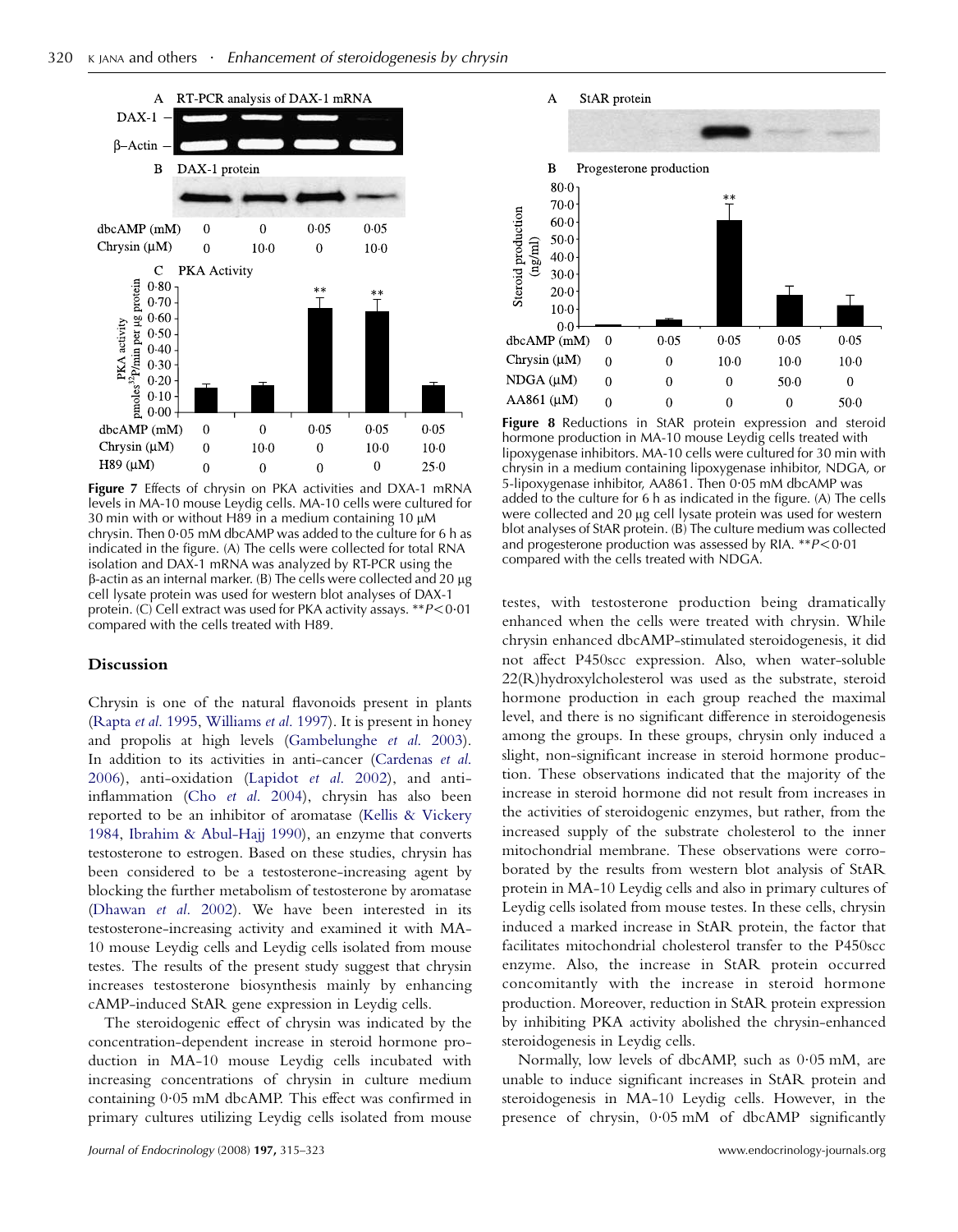Figure 7 Effects of chrysin on PKA activities and DXA-1 mRNA levels in MA-10 mouse Leydig cells. MA-10 cells were cultured for 30 min with or without H89 in a medium containing 10 μM chrysin. Then 0·05 mM dbcAMP was added to the culture for 6 h as indicated in the figure. (A) The cells were collected for total RNA isolation and DAX-1 mRNA was analyzed by RT-PCR using the β-actin as an internal marker. (B) The cells were collected and 20 μg cell lysate protein was used for western blot analyses of DAX-1 protein. (C) Cell extract was used for PKA activity assays. $^{**}P<0·01$ compared with the cells treated with H89.

Figure 8 Reductions in StAR protein expression and steroid hormone production in MA-10 mouse Leydig cells treated with lipoxygenase inhibitors. MA-10 cells were cultured for 30 min with chrysin in a medium containing lipoxygenase inhibitor, NDGA, or 5-lipoxygenase inhibitor, AA861. Then 0·05 mM dbcAMP was added to the culture for 6 h as indicated in the figure. (A) The cells were collected and 20 μg cell lysate protein was used for western blot analyses of StAR protein. (B) The culture medium was collected and progesterone production was assessed by RIA. $^{**}P<0·01$ compared with the cells treated with NDGA.

## Discussion

Chrysin is one of the natural flavonoids present in plants (Rapta *et al.* 1995, Williams *et al.* 1997). It is present in honey and propolis at high levels (Gambelunghe *et al.* 2003). In addition to its activities in anti-cancer (Cardenas *et al.* 2006), anti-oxidation (Lapidot *et al.* 2002), and anti-inflammation (Cho *et al.* 2004), chrysin has also been reported to be an inhibitor of aromatase (Kellis & Vickery 1984, Ibrahim & Abul-Hajj 1990), an enzyme that converts testosterone to estrogen. Based on these studies, chrysin has been considered to be a testosterone-increasing agent by blocking the further metabolism of testosterone by aromatase (Dhawan *et al.* 2002). We have been interested in its testosterone-increasing activity and examined it with MA-10 mouse Leydig cells and Leydig cells isolated from mouse testes. The results of the present study suggest that chrysin increases testosterone biosynthesis mainly by enhancing cAMP-induced StAR gene expression in Leydig cells.

The steroidogenic effect of chrysin was indicated by the concentration-dependent increase in steroid hormone production in MA-10 mouse Leydig cells incubated with increasing concentrations of chrysin in culture medium containing 0·05 mM dbcAMP. This effect was confirmed in primary cultures utilizing Leydig cells isolated from mouse testes, with testosterone production being dramatically enhanced when the cells were treated with chrysin. While chrysin enhanced dbcAMP-stimulated steroidogenesis, it did not affect P450scc expression. Also, when water-soluble 22(R)hydroxylcholesterol was used as the substrate, steroid hormone production in each group reached the maximal level, and there is no significant difference in steroidogenesis among the groups. In these groups, chrysin only induced a slight, non-significant increase in steroid hormone production. These observations indicated that the majority of the increase in steroid hormone did not result from increases in the activities of steroidogenic enzymes, but rather, from the increased supply of the substrate cholesterol to the inner mitochondrial membrane. These observations were corroborated by the results from western blot analysis of StAR protein in MA-10 Leydig cells and also in primary cultures of Leydig cells isolated from mouse testes. In these cells, chrysin induced a marked increase in StAR protein, the factor that facilitates mitochondrial cholesterol transfer to the P450scc enzyme. Also, the increase in StAR protein occurred concomitantly with the increase in steroid hormone production. Moreover, reduction in StAR protein expression by inhibiting PKA activity abolished the chrysin-enhanced steroidogenesis in Leydig cells.

Normally, low levels of dbcAMP, such as 0·05 mM, are unable to induce significant increases in StAR protein and steroidogenesis in MA-10 Leydig cells. However, in the presence of chrysin, 0·05 mM of dbcAMP significantly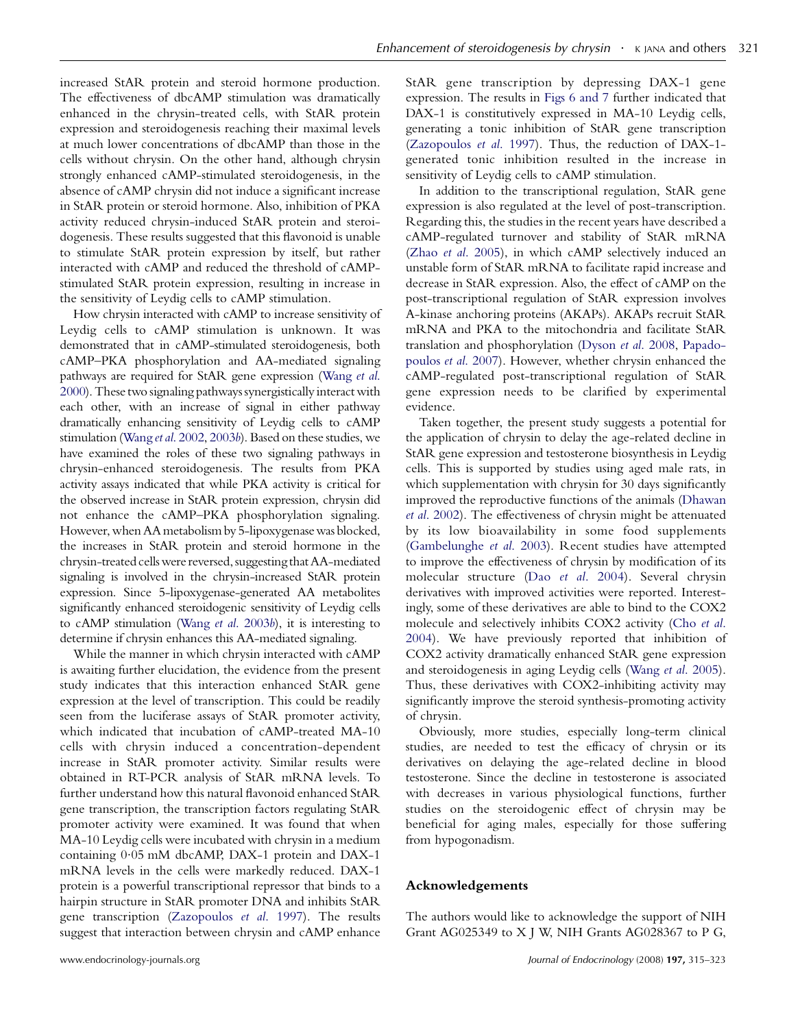increased StAR protein and steroid hormone production. The effectiveness of dbcAMP stimulation was dramatically enhanced in the chrysin-treated cells, with StAR protein expression and steroidogenesis reaching their maximal levels at much lower concentrations of dbcAMP than those in the cells without chrysin. On the other hand, although chrysin strongly enhanced cAMP-stimulated steroidogenesis, in the absence of cAMP chrysin did not induce a significant increase in StAR protein or steroid hormone. Also, inhibition of PKA activity reduced chrysin-induced StAR protein and steroidogenesis. These results suggested that this flavonoid is unable to stimulate StAR protein expression by itself, but rather interacted with cAMP and reduced the threshold of cAMP-stimulated StAR protein expression, resulting in increase in the sensitivity of Leydig cells to cAMP stimulation.

How chrysin interacted with cAMP to increase sensitivity of Leydig cells to cAMP stimulation is unknown. It was demonstrated that in cAMP-stimulated steroidogenesis, both cAMP–PKA phosphorylation and AA-mediated signaling pathways are required for StAR gene expression (Wang *et al.* 2000). These two signaling pathways synergistically interact with each other, with an increase of signal in either pathway dramatically enhancing sensitivity of Leydig cells to cAMP stimulation (Wang *et al.* 2002, 2003*b*). Based on these studies, we have examined the roles of these two signaling pathways in chrysin-enhanced steroidogenesis. The results from PKA activity assays indicated that while PKA activity is critical for the observed increase in StAR protein expression, chrysin did not enhance the cAMP–PKA phosphorylation signaling. However, when AA metabolism by 5-lipoxygenase was blocked, the increases in StAR protein and steroid hormone in the chrysin-treated cells were reversed, suggesting that AA-mediated signaling is involved in the chrysin-increased StAR protein expression. Since 5-lipoxygenase-generated AA metabolites significantly enhanced steroidogenic sensitivity of Leydig cells to cAMP stimulation (Wang *et al.* 2003*b*), it is interesting to determine if chrysin enhances this AA-mediated signaling.

While the manner in which chrysin interacted with cAMP is awaiting further elucidation, the evidence from the present study indicates that this interaction enhanced StAR gene expression at the level of transcription. This could be readily seen from the luciferase assays of StAR promoter activity, which indicated that incubation of cAMP-treated MA-10 cells with chrysin induced a concentration-dependent increase in StAR promoter activity. Similar results were obtained in RT-PCR analysis of StAR mRNA levels. To further understand how this natural flavonoid enhanced StAR gene transcription, the transcription factors regulating StAR promoter activity were examined. It was found that when MA-10 Leydig cells were incubated with chrysin in a medium containing 0·05 mM dbcAMP, DAX-1 protein and DAX-1 mRNA levels in the cells were markedly reduced. DAX-1 protein is a powerful transcriptional repressor that binds to a hairpin structure in StAR promoter DNA and inhibits StAR gene transcription (Zazopoulos *et al.* 1997). The results suggest that interaction between chrysin and cAMP enhance StAR gene transcription by depressing DAX-1 gene expression. The results in Figs 6 and 7 further indicated that DAX-1 is constitutively expressed in MA-10 Leydig cells, generating a tonic inhibition of StAR gene transcription (Zazopoulos *et al.* 1997). Thus, the reduction of DAX-1-generated tonic inhibition resulted in the increase in sensitivity of Leydig cells to cAMP stimulation.

In addition to the transcriptional regulation, StAR gene expression is also regulated at the level of post-transcription. Regarding this, the studies in the recent years have described a cAMP-regulated turnover and stability of StAR mRNA (Zhao *et al.* 2005), in which cAMP selectively induced an unstable form of StAR mRNA to facilitate rapid increase and decrease in StAR expression. Also, the effect of cAMP on the post-transcriptional regulation of StAR expression involves A-kinase anchoring proteins (AKAPs). AKAPs recruit StAR mRNA and PKA to the mitochondria and facilitate StAR translation and phosphorylation (Dyson *et al.* 2008, Papadopoulos *et al.* 2007). However, whether chrysin enhanced the cAMP-regulated post-transcriptional regulation of StAR gene expression needs to be clarified by experimental evidence.

Taken together, the present study suggests a potential for the application of chrysin to delay the age-related decline in StAR gene expression and testosterone biosynthesis in Leydig cells. This is supported by studies using aged male rats, in which supplementation with chrysin for 30 days significantly improved the reproductive functions of the animals (Dhawan *et al.* 2002). The effectiveness of chrysin might be attenuated by its low bioavailability in some food supplements (Gambelunghe *et al.* 2003). Recent studies have attempted to improve the effectiveness of chrysin by modification of its molecular structure (Dao *et al.* 2004). Several chrysin derivatives with improved activities were reported. Interestingly, some of these derivatives are able to bind to the COX2 molecule and selectively inhibits COX2 activity (Cho *et al.* 2004). We have previously reported that inhibition of COX2 activity dramatically enhanced StAR gene expression and steroidogenesis in aging Leydig cells (Wang *et al.* 2005). Thus, these derivatives with COX2-inhibiting activity may significantly improve the steroid synthesis-promoting activity of chrysin.

Obviously, more studies, especially long-term clinical studies, are needed to test the efficacy of chrysin or its derivatives on delaying the age-related decline in blood testosterone. Since the decline in testosterone is associated with decreases in various physiological functions, further studies on the steroidogenic effect of chrysin may be beneficial for aging males, especially for those suffering from hypogonadism.

## Acknowledgements

The authors would like to acknowledge the support of NIH Grant AG025349 to X J W, NIH Grants AG028367 to P G,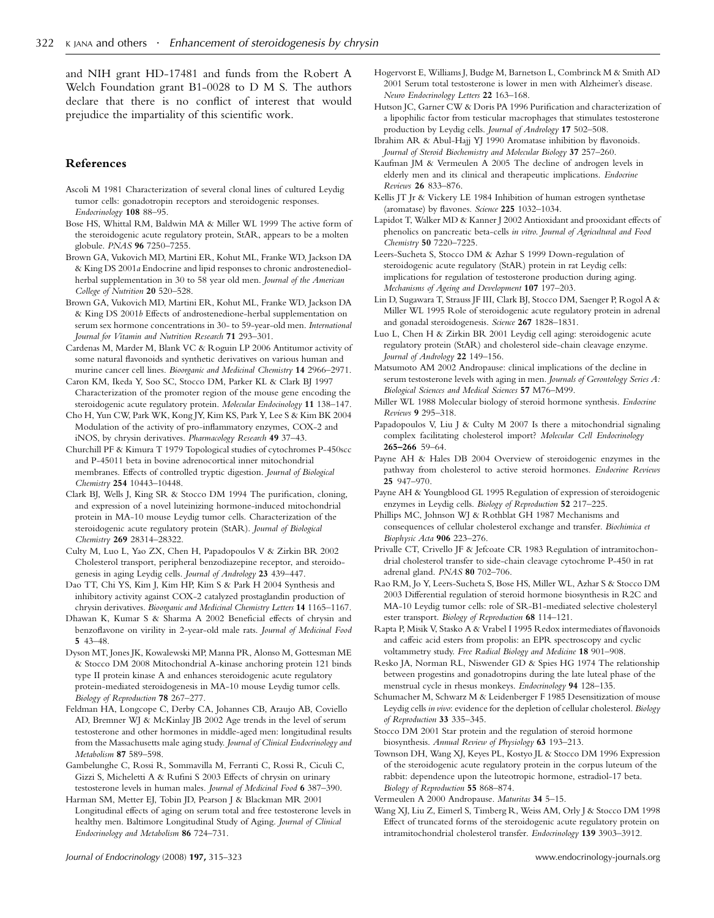and NIH grant HD-17481 and funds from the Robert A Welch Foundation grant B1-0028 to D M S. The authors declare that there is no conflict of interest that would prejudice the impartiality of this scientific work.

## References

Ascoli M 1981 Characterization of several clonal lines of cultured Leydig tumor cells: gonadotropin receptors and steroidogenic responses. *Endocrinology* **108** 88–95.

Bose HS, Whittal RM, Baldwin MA & Miller WL 1999 The active form of the steroidogenic acute regulatory protein, StAR, appears to be a molten globule. *PNAS* **96** 7250–7255.

Brown GA, Vukovich MD, Martini ER, Kohut ML, Franke WD, Jackson DA & King DS 2001*a* Endocrine and lipid responses to chronic androstenediol-herbal supplementation in 30 to 58 year old men. *Journal of the American College of Nutrition* **20** 520–528.

Brown GA, Vukovich MD, Martini ER, Kohut ML, Franke WD, Jackson DA & King DS 2001*b* Effects of androstenedione-herbal supplementation on serum sex hormone concentrations in 30- to 59-year-old men. *International Journal for Vitamin and Nutrition Research* **71** 293–301.

Cardenas M, Marder M, Blank VC & Roguin LP 2006 Antitumor activity of some natural flavonoids and synthetic derivatives on various human and murine cancer cell lines. *Bioorganic and Medicinal Chemistry* **14** 2966–2971.

Caron KM, Ikeda Y, Soo SC, Stocco DM, Parker KL & Clark BJ 1997 Characterization of the promoter region of the mouse gene encoding the steroidogenic acute regulatory protein. *Molecular Endocinology* **11** 138–147.

Cho H, Yun CW, Park WK, Kong JY, Kim KS, Park Y, Lee S & Kim BK 2004 Modulation of the activity of pro-inflammatory enzymes, COX-2 and iNOS, by chrysin derivatives. *Pharmacology Research* **49** 37–43.

Churchill PF & Kimura T 1979 Topological studies of cytochromes P-450scc and P-45011 beta in bovine adrenocortical inner mitochondrial membranes. Effects of controlled tryptic digestion. *Journal of Biological Chemistry* **254** 10443–10448.

Clark BJ, Wells J, King SR & Stocco DM 1994 The purification, cloning, and expression of a novel luteinizing hormone-induced mitochondrial protein in MA-10 mouse Leydig tumor cells. Characterization of the steroidogenic acute regulatory protein (StAR). *Journal of Biological Chemistry* **269** 28314–28322.

Culty M, Luo L, Yao ZX, Chen H, Papadopoulos V & Zirkin BR 2002 Cholesterol transport, peripheral benzodiazepine receptor, and steroidogenesis in aging Leydig cells. *Journal of Andrology* **23** 439–447.

Dao TT, Chi YS, Kim J, Kim HP, Kim S & Park H 2004 Synthesis and inhibitory activity against COX-2 catalyzed prostaglandin production of chrysin derivatives. *Bioorganic and Medicinal Chemistry Letters* **14** 1165–1167.

Dhawan K, Kumar S & Sharma A 2002 Beneficial effects of chrysin and benzoflavone on virility in 2-year-old male rats. *Journal of Medicinal Food* **5** 43–48.

Dyson MT, Jones JK, Kowalewski MP, Manna PR, Alonso M, Gottesman ME & Stocco DM 2008 Mitochondrial A-kinase anchoring protein 121 binds type II protein kinase A and enhances steroidogenic acute regulatory protein-mediated steroidogenesis in MA-10 mouse Leydig tumor cells. *Biology of Reproduction* **78** 267–277.

Feldman HA, Longcope C, Derby CA, Johannes CB, Araujo AB, Coviello AD, Bremner WJ & McKinlay JB 2002 Age trends in the level of serum testosterone and other hormones in middle-aged men: longitudinal results from the Massachusetts male aging study. *Journal of Clinical Endocrinology and Metabolism* **87** 589–598.

Gambelunghe C, Rossi R, Sommavilla M, Ferranti C, Rossi R, Ciculi C, Gizzi S, Micheletti A & Rufini S 2003 Effects of chrysin on urinary testosterone levels in human males. *Journal of Medicinal Food* **6** 387–390.

Harman SM, Metter EJ, Tobin JD, Pearson J & Blackman MR 2001 Longitudinal effects of aging on serum total and free testosterone levels in healthy men. Baltimore Longitudinal Study of Aging. *Journal of Clinical Endocrinology and Metabolism* **86** 724–731.

Hogervorst E, Williams J, Budge M, Barnetson L, Combrinck M & Smith AD 2001 Serum total testosterone is lower in men with Alzheimer's disease. *Neuro Endocrinology Letters* **22** 163–168.

Hutson JC, Garner CW & Doris PA 1996 Purification and characterization of a lipophilic factor from testicular macrophages that stimulates testosterone production by Leydig cells. *Journal of Andrology* **17** 502–508.

Ibrahim AR & Abul-Hajj YJ 1990 Aromatase inhibition by flavonoids. *Journal of Steroid Biochemistry and Molecular Biology* **37** 257–260.

Kaufman JM & Vermeulen A 2005 The decline of androgen levels in elderly men and its clinical and therapeutic implications. *Endocrine Reviews* **26** 833–876.

Kellis JT Jr & Vickery LE 1984 Inhibition of human estrogen synthetase (aromatase) by flavones. *Science* **225** 1032–1034.

Lapidot T, Walker MD & Kanner J 2002 Antioxidant and prooxidant effects of phenolics on pancreatic beta-cells *in vitro*. *Journal of Agricultural and Food Chemistry* **50** 7220–7225.

Leers-Sucheta S, Stocco DM & Azhar S 1999 Down-regulation of steroidogenic acute regulatory (StAR) protein in rat Leydig cells: implications for regulation of testosterone production during aging. *Mechanisms of Ageing and Development* **107** 197–203.

Lin D, Sugawara T, Strauss JF III, Clark BJ, Stocco DM, Saenger P, Rogol A & Miller WL 1995 Role of steroidogenic acute regulatory protein in adrenal and gonadal steroidogenesis. *Science* **267** 1828–1831.

Luo L, Chen H & Zirkin BR 2001 Leydig cell aging: steroidogenic acute regulatory protein (StAR) and cholesterol side-chain cleavage enzyme. *Journal of Andrology* **22** 149–156.

Matsumoto AM 2002 Andropause: clinical implications of the decline in serum testosterone levels with aging in men. *Journals of Gerontology Series A: Biological Sciences and Medical Sciences* **57** M76–M99.

Miller WL 1988 Molecular biology of steroid hormone synthesis. *Endocrine Reviews* **9** 295–318.

Papadopoulos V, Liu J & Culty M 2007 Is there a mitochondrial signaling complex facilitating cholesterol import? *Molecular Cell Endocrinology* **265–266** 59–64.

Payne AH & Hales DB 2004 Overview of steroidogenic enzymes in the pathway from cholesterol to active steroid hormones. *Endocrine Reviews* **25** 947–970.

Payne AH & Youngblood GL 1995 Regulation of expression of steroidogenic enzymes in Leydig cells. *Biology of Reproduction* **52** 217–225.

Phillips MC, Johnson WJ & Rothblat GH 1987 Mechanisms and consequences of cellular cholesterol exchange and transfer. *Biochimica et Biophysic Acta* **906** 223–276.

Privalle CT, Crivello JF & Jefcoate CR 1983 Regulation of intramitochondrial cholesterol transfer to side-chain cleavage cytochrome P-450 in rat adrenal gland. *PNAS* **80** 702–706.

Rao RM, Jo Y, Leers-Sucheta S, Bose HS, Miller WL, Azhar S & Stocco DM 2003 Differential regulation of steroid hormone biosynthesis in R2C and MA-10 Leydig tumor cells: role of SR-B1-mediated selective cholesteryl ester transport. *Biology of Reproduction* **68** 114–121.

Rapta P, Misik V, Stasko A & Vrabel I 1995 Redox intermediates of flavonoids and caffeic acid esters from propolis: an EPR spectroscopy and cyclic voltammetry study. *Free Radical Biology and Medicine* **18** 901–908.

Resko JA, Norman RL, Niswender GD & Spies HG 1974 The relationship between progestins and gonadotropins during the late luteal phase of the menstrual cycle in rhesus monkeys. *Endocrinology* **94** 128–135.

Schumacher M, Schwarz M & Leidenberger F 1985 Desensitization of mouse Leydig cells *in vivo*: evidence for the depletion of cellular cholesterol. *Biology of Reproduction* **33** 335–345.

Stocco DM 2001 Star protein and the regulation of steroid hormone biosynthesis. *Annual Review of Physiology* **63** 193–213.

Townson DH, Wang XJ, Keyes PL, Kostyo JL & Stocco DM 1996 Expression of the steroidogenic acute regulatory protein in the corpus luteum of the rabbit: dependence upon the luteotropic hormone, estradiol-17 beta. *Biology of Reproduction* **55** 868–874.

Vermeulen A 2000 Andropause. *Maturitas* **34** 5–15.

Wang XJ, Liu Z, Eimerl S, Timberg R, Weiss AM, Orly J & Stocco DM 1998 Effect of truncated forms of the steroidogenic acute regulatory protein on intramitochondrial cholesterol transfer. *Endocrinology* **139** 3903–3912.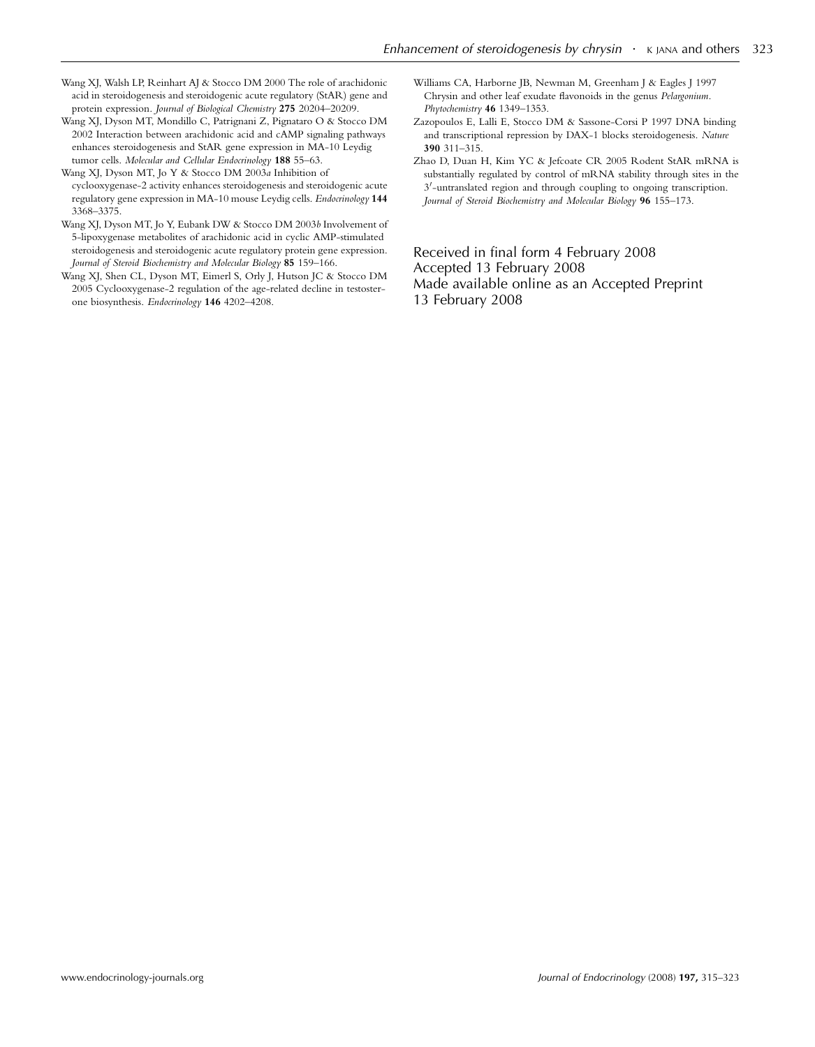Wang XJ, Walsh LP, Reinhart AJ & Stocco DM 2000 The role of arachidonic acid in steroidogenesis and steroidogenic acute regulatory (StAR) gene and protein expression. *Journal of Biological Chemistry* **275** 20204–20209.

Wang XJ, Dyson MT, Mondillo C, Patrignani Z, Pignataro O & Stocco DM 2002 Interaction between arachidonic acid and cAMP signaling pathways enhances steroidogenesis and StAR gene expression in MA-10 Leydig tumor cells. *Molecular and Cellular Endocrinology* **188** 55–63.

Wang XJ, Dyson MT, Jo Y & Stocco DM 2003*a* Inhibition of cyclooxygenase-2 activity enhances steroidogenesis and steroidogenic acute regulatory gene expression in MA-10 mouse Leydig cells. *Endocrinology* **144** 3368–3375.

Wang XJ, Dyson MT, Jo Y, Eubank DW & Stocco DM 2003*b* Involvement of 5-lipoxygenase metabolites of arachidonic acid in cyclic AMP-stimulated steroidogenesis and steroidogenic acute regulatory protein gene expression. *Journal of Steroid Biochemistry and Molecular Biology* **85** 159–166.

Wang XJ, Shen CL, Dyson MT, Eimerl S, Orly J, Hutson JC & Stocco DM 2005 Cyclooxygenase-2 regulation of the age-related decline in testosterone biosynthesis. *Endocrinology* **146** 4202–4208.

Williams CA, Harborne JB, Newman M, Greenham J & Eagles J 1997 Chrysin and other leaf exudate flavonoids in the genus *Pelargonium*. *Phytochemistry* **46** 1349–1353.

Zazopoulos E, Lalli E, Stocco DM & Sassone-Corsi P 1997 DNA binding and transcriptional repression by DAX-1 blocks steroidogenesis. *Nature* **390** 311–315.

Zhao D, Duan H, Kim YC & Jefcoate CR 2005 Rodent StAR mRNA is substantially regulated by control of mRNA stability through sites in the 3′-untranslated region and through coupling to ongoing transcription. *Journal of Steroid Biochemistry and Molecular Biology* **96** 155–173.

Received in final form 4 February 2008
Accepted 13 February 2008
Made available online as an Accepted Preprint
13 February 2008